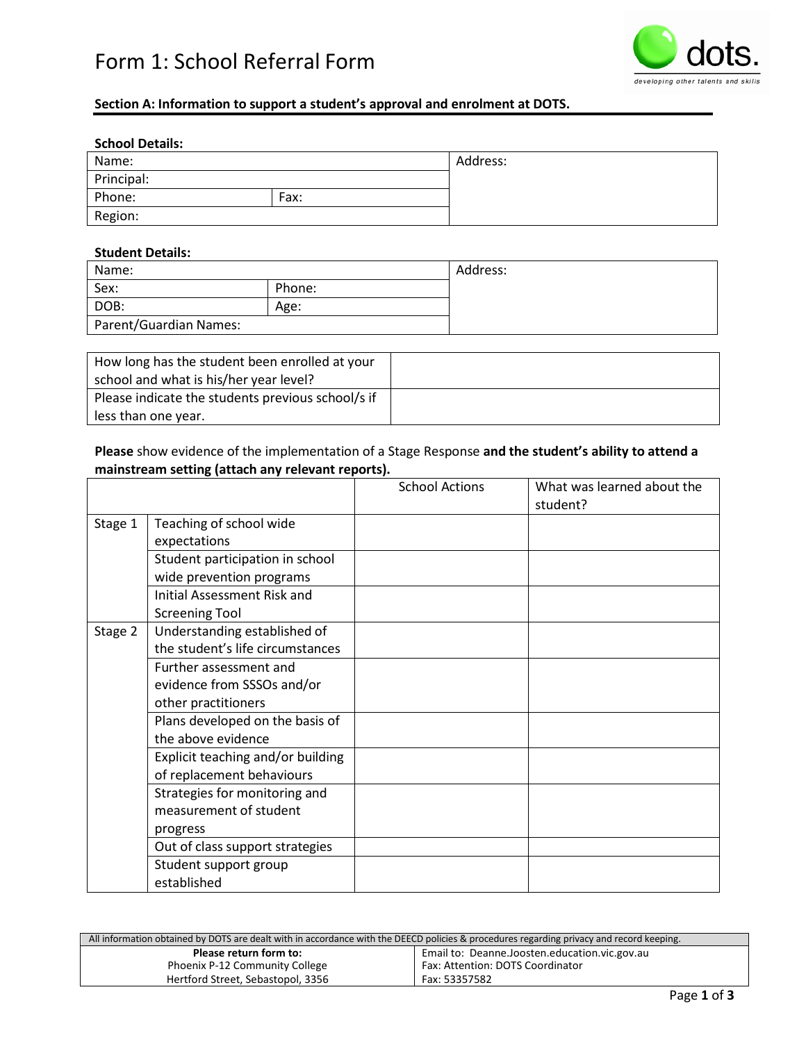# Form 1: School Referral Form

dots. developing other talents and skills

## Section A: Information to support a student's approval and enrolment at DOTS.

**School Details:**

| Name: | | Address: |
|---|---|---|
| Principal: | | |
| Phone: | Fax: | |
| Region: | | |

**Student Details:**

| Name: | | Address: |
|---|---|---|
| Sex: | Phone: | |
| DOB: | Age: | |
| Parent/Guardian Names: | | |

| | |
|---|---|
| How long has the student been enrolled at your school and what is his/her year level? | |
| Please indicate the students previous school/s if less than one year. | |

**Please** show evidence of the implementation of a Stage Response **and the student's ability to attend a mainstream setting (attach any relevant reports).**

| | | School Actions | What was learned about the student? |
|---|---|---|---|
| Stage 1 | Teaching of school wide expectations | | |
| | Student participation in school wide prevention programs | | |
| | Initial Assessment Risk and Screening Tool | | |
| Stage 2 | Understanding established of the student's life circumstances | | |
| | Further assessment and evidence from SSSOs and/or other practitioners | | |
| | Plans developed on the basis of the above evidence | | |
| | Explicit teaching and/or building of replacement behaviours | | |
| | Strategies for monitoring and measurement of student progress | | |
| | Out of class support strategies | | |
| | Student support group established | | |

All information obtained by DOTS are dealt with in accordance with the DEECD policies & procedures regarding privacy and record keeping.

| **Please return form to:** | Email to: Deanne.Joosten.education.vic.gov.au |
|---|---|
| Phoenix P-12 Community College | Fax: Attention: DOTS Coordinator |
| Hertford Street, Sebastopol, 3356 | Fax: 53357582 |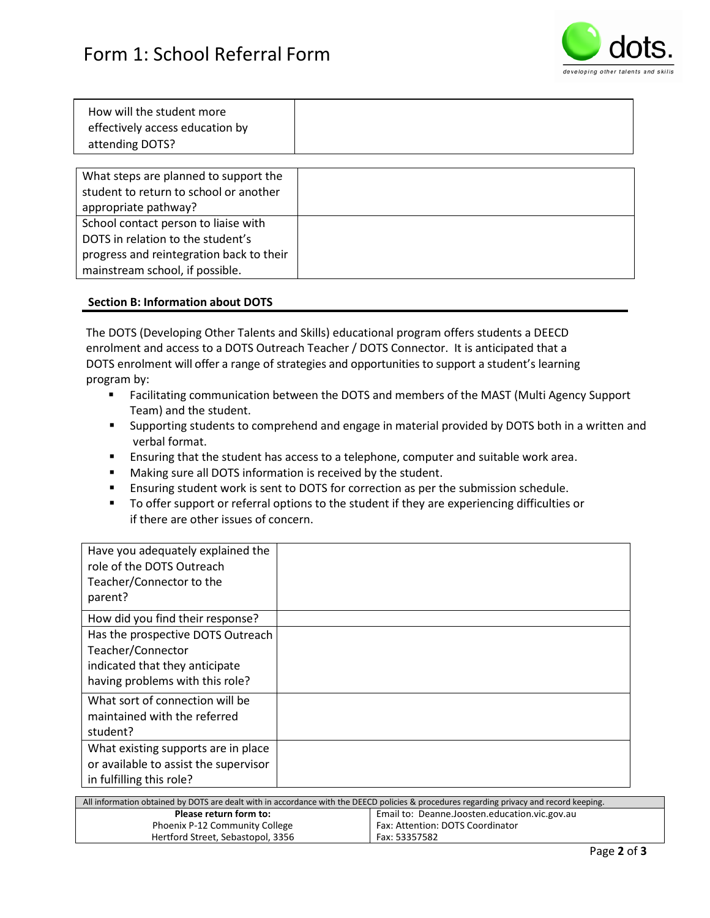# Form 1: School Referral Form

| How will the student more effectively access education by attending DOTS? | |
|---|---|

| What steps are planned to support the student to return to school or another appropriate pathway? | |
|---|---|
| School contact person to liaise with DOTS in relation to the student's progress and reintegration back to their mainstream school, if possible. | |

**Section B: Information about DOTS**

The DOTS (Developing Other Talents and Skills) educational program offers students a DEECD enrolment and access to a DOTS Outreach Teacher / DOTS Connector. It is anticipated that a DOTS enrolment will offer a range of strategies and opportunities to support a student's learning program by:

- Facilitating communication between the DOTS and members of the MAST (Multi Agency Support Team) and the student.
- Supporting students to comprehend and engage in material provided by DOTS both in a written and verbal format.
- Ensuring that the student has access to a telephone, computer and suitable work area.
- Making sure all DOTS information is received by the student.
- Ensuring student work is sent to DOTS for correction as per the submission schedule.
- To offer support or referral options to the student if they are experiencing difficulties or if there are other issues of concern.

| Have you adequately explained the role of the DOTS Outreach Teacher/Connector to the parent? | |
|---|---|
| How did you find their response? | |
| Has the prospective DOTS Outreach Teacher/Connector indicated that they anticipate having problems with this role? | |
| What sort of connection will be maintained with the referred student? | |
| What existing supports are in place or available to assist the supervisor in fulfilling this role? | |

| All information obtained by DOTS are dealt with in accordance with the DEECD policies & procedures regarding privacy and record keeping. | |
|---|---|
| **Please return form to:** | Email to: Deanne.Joosten.education.vic.gov.au |
| Phoenix P-12 Community College | Fax: Attention: DOTS Coordinator |
| Hertford Street, Sebastopol, 3356 | Fax: 53357582 |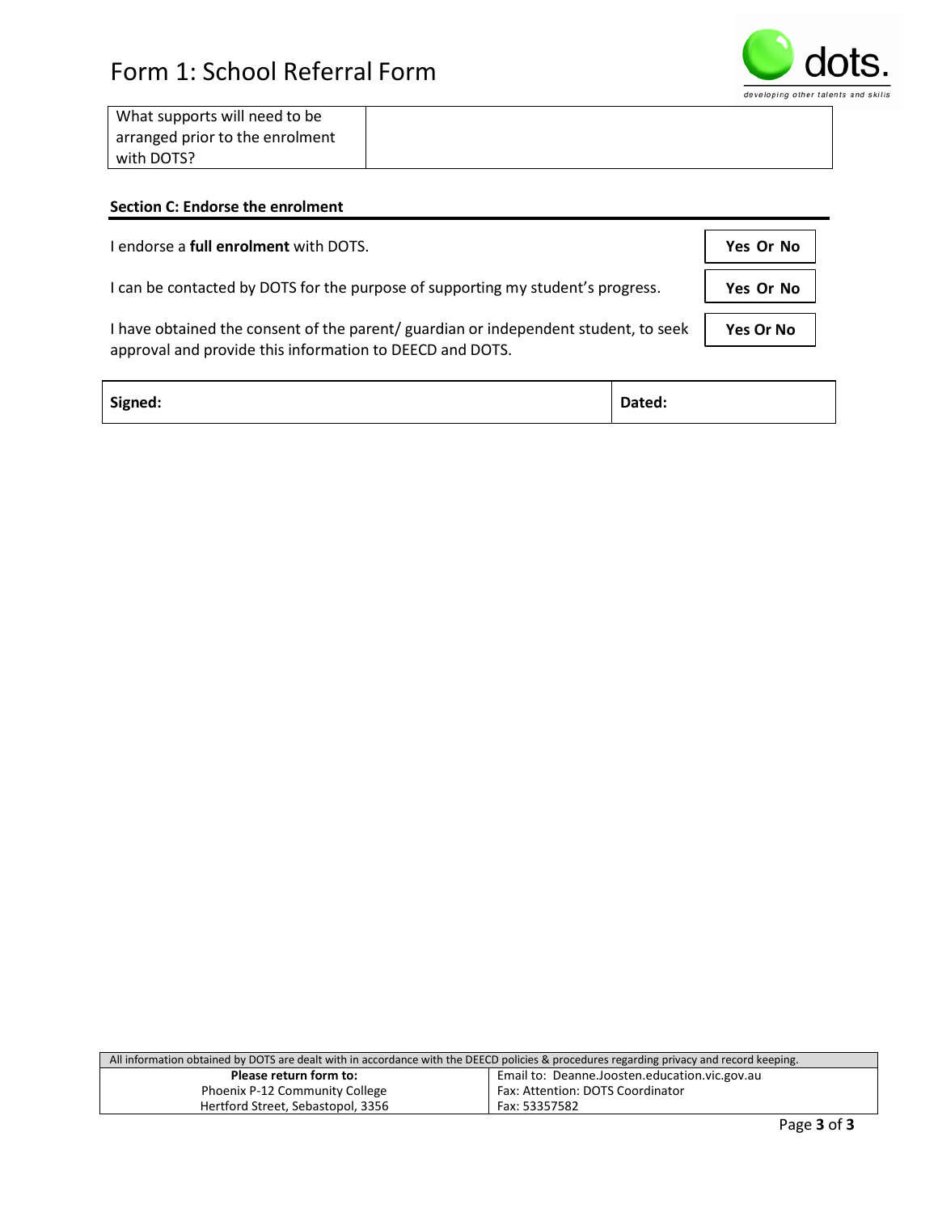# Form 1: School Referral Form

| | |
|---|---|
| What supports will need to be arranged prior to the enrolment with DOTS? | |

**Section C: Endorse the enrolment**

| | |
|---|---|
| I endorse a **full enrolment** with DOTS. | **Yes Or No** |
| I can be contacted by DOTS for the purpose of supporting my student's progress. | **Yes Or No** |
| I have obtained the consent of the parent/ guardian or independent student, to seek approval and provide this information to DEECD and DOTS. | **Yes Or No** |

| | |
|---|---|
| **Signed:** | **Dated:** |

All information obtained by DOTS are dealt with in accordance with the DEECD policies & procedures regarding privacy and record keeping.

| | |
|---|---|
| **Please return form to:** | Email to: Deanne.Joosten.education.vic.gov.au |
| Phoenix P-12 Community College | Fax: Attention: DOTS Coordinator |
| Hertford Street, Sebastopol, 3356 | Fax: 53357582 |